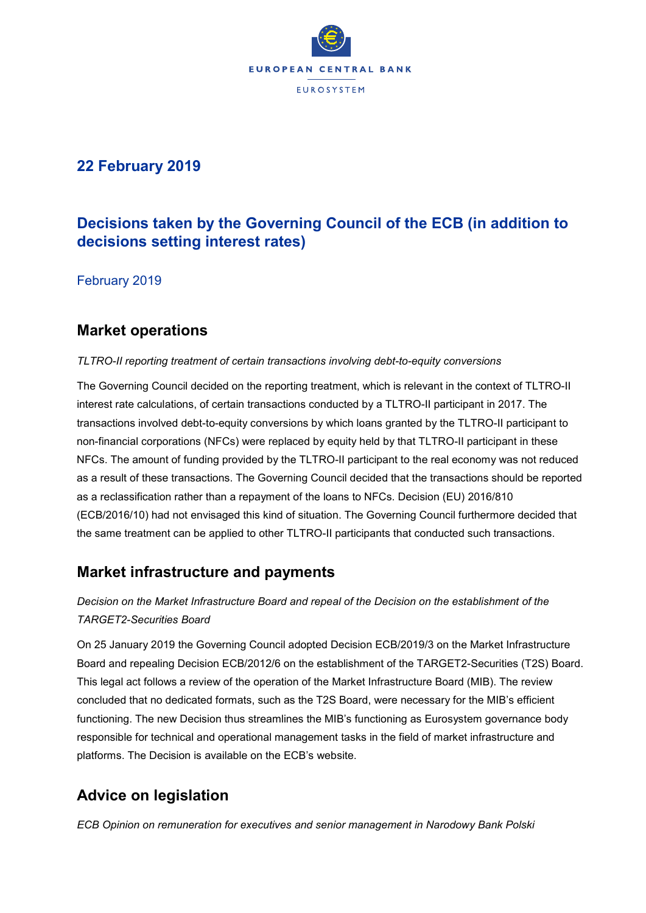## 22 February 2019

# Decisions taken by the Governing Council of the ECB (in addition to decisions setting interest rates)

February 2019

## Market operations

*TLTRO-II reporting treatment of certain transactions involving debt-to-equity conversions*

The Governing Council decided on the reporting treatment, which is relevant in the context of TLTRO-II interest rate calculations, of certain transactions conducted by a TLTRO-II participant in 2017. The transactions involved debt-to-equity conversions by which loans granted by the TLTRO-II participant to non-financial corporations (NFCs) were replaced by equity held by that TLTRO-II participant in these NFCs. The amount of funding provided by the TLTRO-II participant to the real economy was not reduced as a result of these transactions. The Governing Council decided that the transactions should be reported as a reclassification rather than a repayment of the loans to NFCs. Decision (EU) 2016/810 (ECB/2016/10) had not envisaged this kind of situation. The Governing Council furthermore decided that the same treatment can be applied to other TLTRO-II participants that conducted such transactions.

## Market infrastructure and payments

*Decision on the Market Infrastructure Board and repeal of the Decision on the establishment of the TARGET2-Securities Board*

On 25 January 2019 the Governing Council adopted Decision ECB/2019/3 on the Market Infrastructure Board and repealing Decision ECB/2012/6 on the establishment of the TARGET2-Securities (T2S) Board. This legal act follows a review of the operation of the Market Infrastructure Board (MIB). The review concluded that no dedicated formats, such as the T2S Board, were necessary for the MIB's efficient functioning. The new Decision thus streamlines the MIB's functioning as Eurosystem governance body responsible for technical and operational management tasks in the field of market infrastructure and platforms. The Decision is available on the ECB's website.

## Advice on legislation

*ECB Opinion on remuneration for executives and senior management in Narodowy Bank Polski*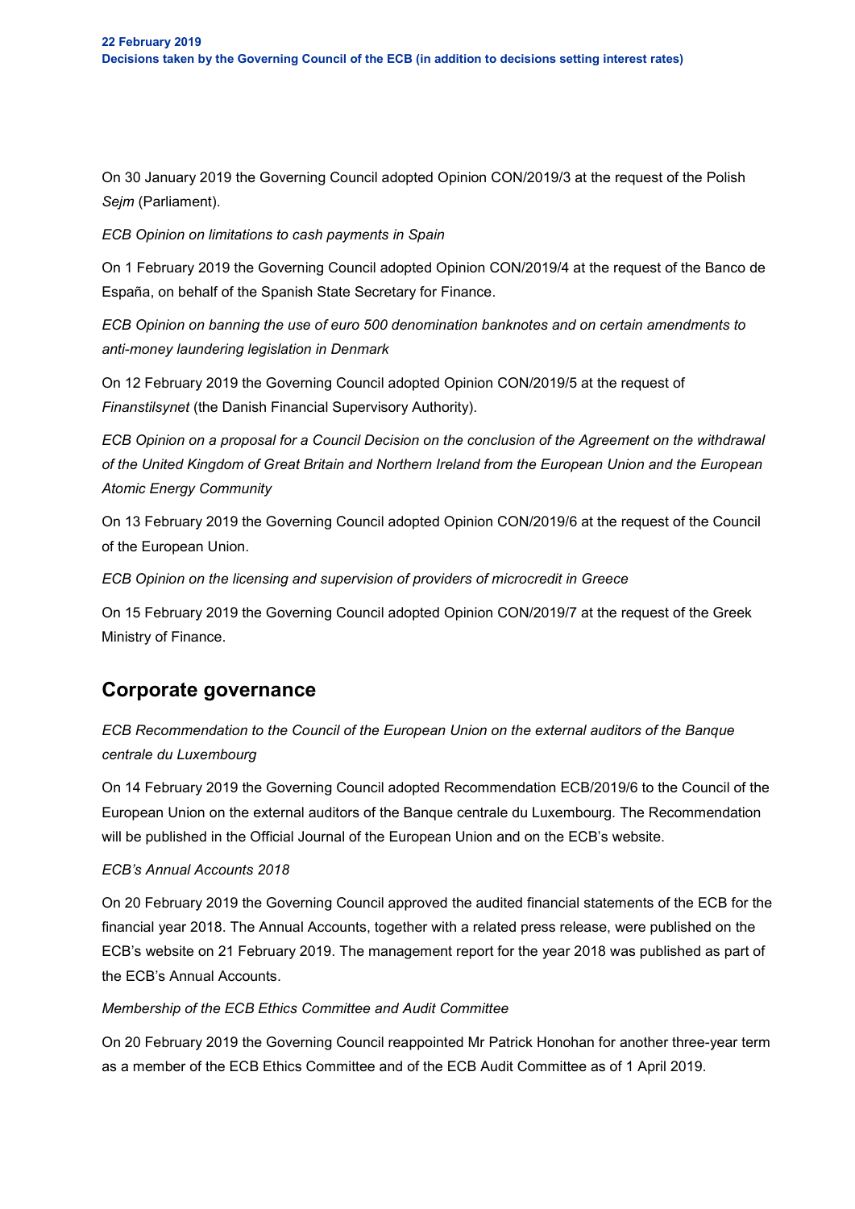On 30 January 2019 the Governing Council adopted Opinion CON/2019/3 at the request of the Polish *Sejm* (Parliament).

*ECB Opinion on limitations to cash payments in Spain*

On 1 February 2019 the Governing Council adopted Opinion CON/2019/4 at the request of the Banco de España, on behalf of the Spanish State Secretary for Finance.

*ECB Opinion on banning the use of euro 500 denomination banknotes and on certain amendments to anti-money laundering legislation in Denmark*

On 12 February 2019 the Governing Council adopted Opinion CON/2019/5 at the request of *Finanstilsynet* (the Danish Financial Supervisory Authority).

*ECB Opinion on a proposal for a Council Decision on the conclusion of the Agreement on the withdrawal of the United Kingdom of Great Britain and Northern Ireland from the European Union and the European Atomic Energy Community*

On 13 February 2019 the Governing Council adopted Opinion CON/2019/6 at the request of the Council of the European Union.

*ECB Opinion on the licensing and supervision of providers of microcredit in Greece*

On 15 February 2019 the Governing Council adopted Opinion CON/2019/7 at the request of the Greek Ministry of Finance.

## Corporate governance

*ECB Recommendation to the Council of the European Union on the external auditors of the Banque centrale du Luxembourg*

On 14 February 2019 the Governing Council adopted Recommendation ECB/2019/6 to the Council of the European Union on the external auditors of the Banque centrale du Luxembourg. The Recommendation will be published in the Official Journal of the European Union and on the ECB's website.

*ECB's Annual Accounts 2018*

On 20 February 2019 the Governing Council approved the audited financial statements of the ECB for the financial year 2018. The Annual Accounts, together with a related press release, were published on the ECB's website on 21 February 2019. The management report for the year 2018 was published as part of the ECB's Annual Accounts.

*Membership of the ECB Ethics Committee and Audit Committee*

On 20 February 2019 the Governing Council reappointed Mr Patrick Honohan for another three-year term as a member of the ECB Ethics Committee and of the ECB Audit Committee as of 1 April 2019.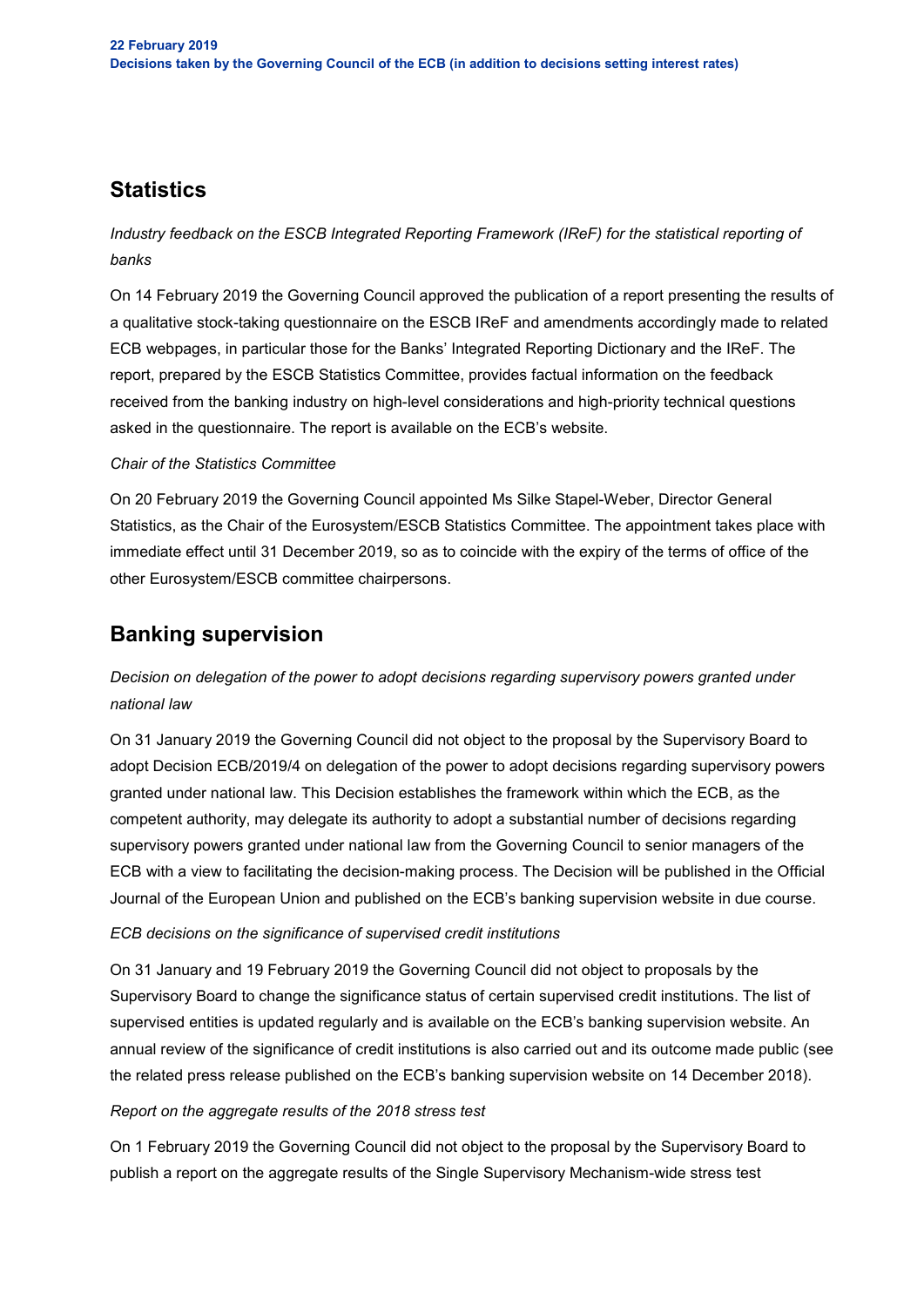## Statistics

*Industry feedback on the ESCB Integrated Reporting Framework (IReF) for the statistical reporting of banks*

On 14 February 2019 the Governing Council approved the publication of a report presenting the results of a qualitative stock-taking questionnaire on the ESCB IReF and amendments accordingly made to related ECB webpages, in particular those for the Banks' Integrated Reporting Dictionary and the IReF. The report, prepared by the ESCB Statistics Committee, provides factual information on the feedback received from the banking industry on high-level considerations and high-priority technical questions asked in the questionnaire. The report is available on the ECB's website.

*Chair of the Statistics Committee*

On 20 February 2019 the Governing Council appointed Ms Silke Stapel-Weber, Director General Statistics, as the Chair of the Eurosystem/ESCB Statistics Committee. The appointment takes place with immediate effect until 31 December 2019, so as to coincide with the expiry of the terms of office of the other Eurosystem/ESCB committee chairpersons.

## Banking supervision

*Decision on delegation of the power to adopt decisions regarding supervisory powers granted under national law*

On 31 January 2019 the Governing Council did not object to the proposal by the Supervisory Board to adopt Decision ECB/2019/4 on delegation of the power to adopt decisions regarding supervisory powers granted under national law. This Decision establishes the framework within which the ECB, as the competent authority, may delegate its authority to adopt a substantial number of decisions regarding supervisory powers granted under national law from the Governing Council to senior managers of the ECB with a view to facilitating the decision-making process. The Decision will be published in the Official Journal of the European Union and published on the ECB's banking supervision website in due course.

*ECB decisions on the significance of supervised credit institutions*

On 31 January and 19 February 2019 the Governing Council did not object to proposals by the Supervisory Board to change the significance status of certain supervised credit institutions. The list of supervised entities is updated regularly and is available on the ECB's banking supervision website. An annual review of the significance of credit institutions is also carried out and its outcome made public (see the related press release published on the ECB's banking supervision website on 14 December 2018).

*Report on the aggregate results of the 2018 stress test*

On 1 February 2019 the Governing Council did not object to the proposal by the Supervisory Board to publish a report on the aggregate results of the Single Supervisory Mechanism-wide stress test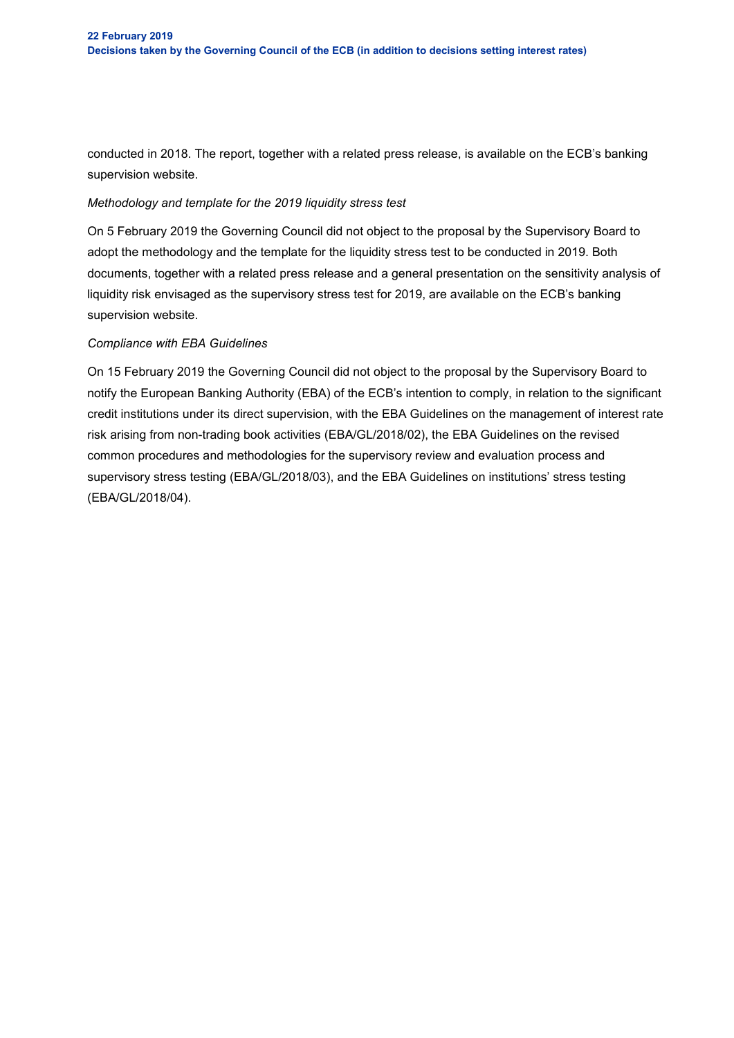conducted in 2018. The report, together with a related press release, is available on the ECB's banking supervision website.

*Methodology and template for the 2019 liquidity stress test*

On 5 February 2019 the Governing Council did not object to the proposal by the Supervisory Board to adopt the methodology and the template for the liquidity stress test to be conducted in 2019. Both documents, together with a related press release and a general presentation on the sensitivity analysis of liquidity risk envisaged as the supervisory stress test for 2019, are available on the ECB's banking supervision website.

*Compliance with EBA Guidelines*

On 15 February 2019 the Governing Council did not object to the proposal by the Supervisory Board to notify the European Banking Authority (EBA) of the ECB's intention to comply, in relation to the significant credit institutions under its direct supervision, with the EBA Guidelines on the management of interest rate risk arising from non-trading book activities (EBA/GL/2018/02), the EBA Guidelines on the revised common procedures and methodologies for the supervisory review and evaluation process and supervisory stress testing (EBA/GL/2018/03), and the EBA Guidelines on institutions' stress testing (EBA/GL/2018/04).